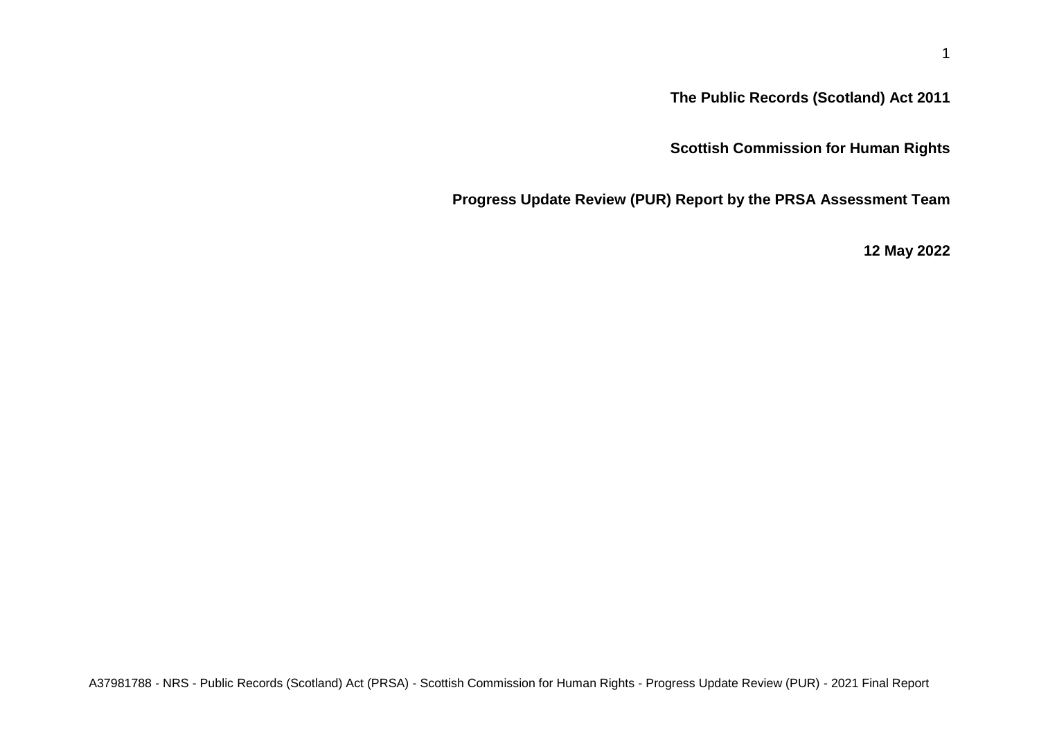**The Public Records (Scotland) Act 2011**

**Scottish Commission for Human Rights**

**Progress Update Review (PUR) Report by the PRSA Assessment Team**

**12 May 2022**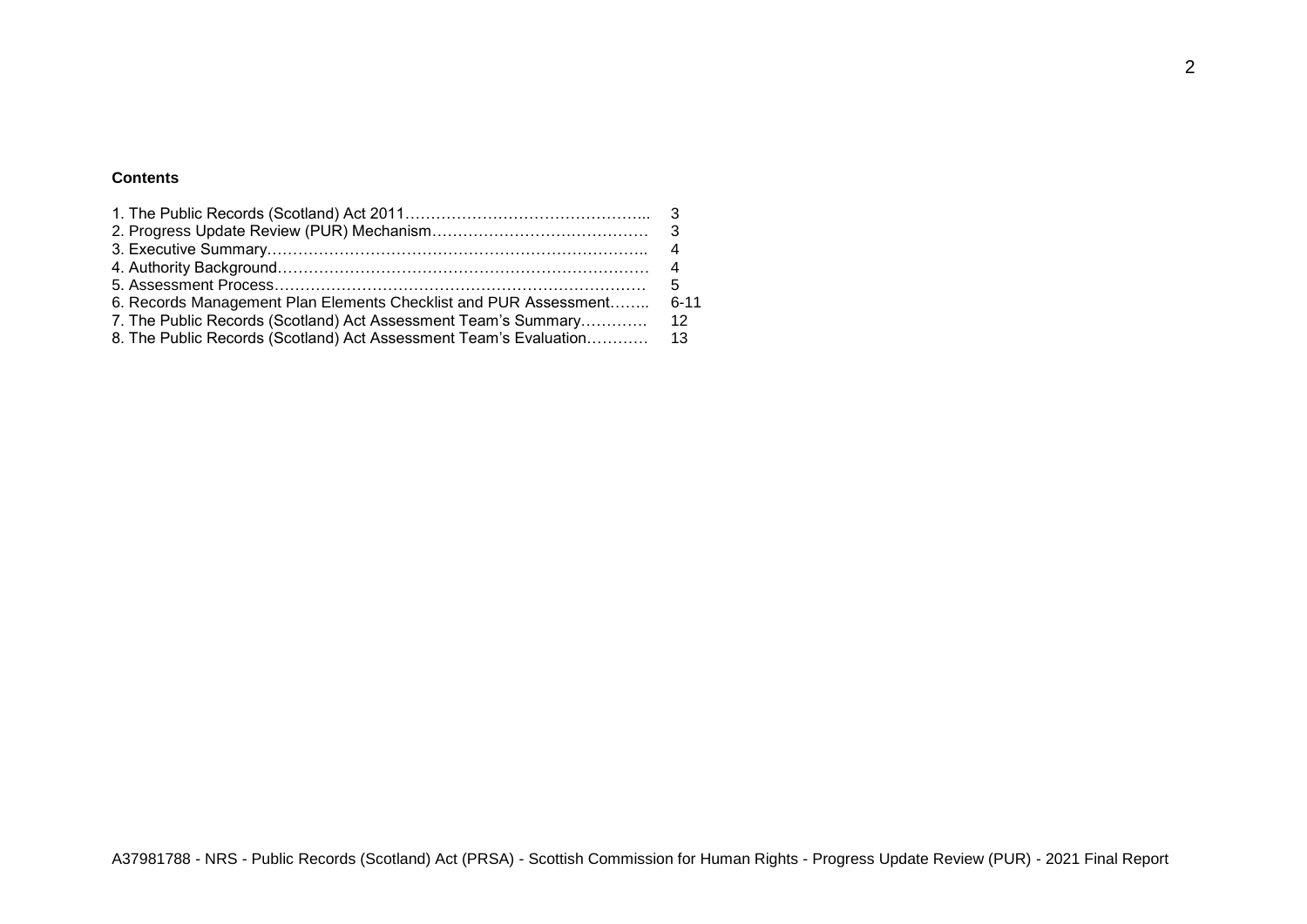**Contents**

| | |
|---|---|
| 1. The Public Records (Scotland) Act 2011………………………………………... | 3 |
| 2. Progress Update Review (PUR) Mechanism…………………………………… | 3 |
| 3. Executive Summary……………………………………………………………….. | 4 |
| 4. Authority Background…………………………………………………………… | 4 |
| 5. Assessment Process……………………………………………………………… | 5 |
| 6. Records Management Plan Elements Checklist and PUR Assessment…….. | 6-11 |
| 7. The Public Records (Scotland) Act Assessment Team's Summary…………. | 12 |
| 8. The Public Records (Scotland) Act Assessment Team's Evaluation………… | 13 |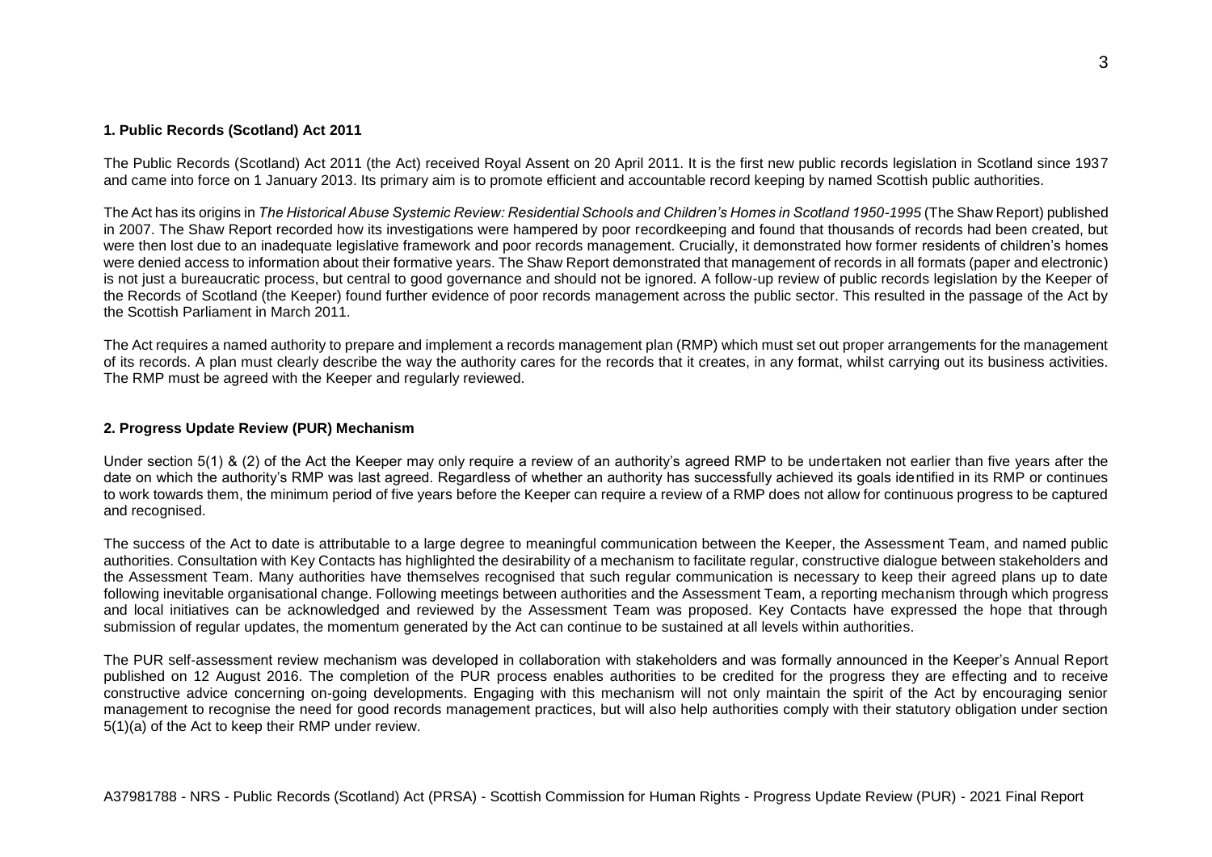## 1. Public Records (Scotland) Act 2011

The Public Records (Scotland) Act 2011 (the Act) received Royal Assent on 20 April 2011. It is the first new public records legislation in Scotland since 1937 and came into force on 1 January 2013. Its primary aim is to promote efficient and accountable record keeping by named Scottish public authorities.

The Act has its origins in *The Historical Abuse Systemic Review: Residential Schools and Children's Homes in Scotland 1950-1995* (The Shaw Report) published in 2007. The Shaw Report recorded how its investigations were hampered by poor recordkeeping and found that thousands of records had been created, but were then lost due to an inadequate legislative framework and poor records management. Crucially, it demonstrated how former residents of children's homes were denied access to information about their formative years. The Shaw Report demonstrated that management of records in all formats (paper and electronic) is not just a bureaucratic process, but central to good governance and should not be ignored. A follow-up review of public records legislation by the Keeper of the Records of Scotland (the Keeper) found further evidence of poor records management across the public sector. This resulted in the passage of the Act by the Scottish Parliament in March 2011.

The Act requires a named authority to prepare and implement a records management plan (RMP) which must set out proper arrangements for the management of its records. A plan must clearly describe the way the authority cares for the records that it creates, in any format, whilst carrying out its business activities. The RMP must be agreed with the Keeper and regularly reviewed.

## 2. Progress Update Review (PUR) Mechanism

Under section 5(1) & (2) of the Act the Keeper may only require a review of an authority's agreed RMP to be undertaken not earlier than five years after the date on which the authority's RMP was last agreed. Regardless of whether an authority has successfully achieved its goals identified in its RMP or continues to work towards them, the minimum period of five years before the Keeper can require a review of a RMP does not allow for continuous progress to be captured and recognised.

The success of the Act to date is attributable to a large degree to meaningful communication between the Keeper, the Assessment Team, and named public authorities. Consultation with Key Contacts has highlighted the desirability of a mechanism to facilitate regular, constructive dialogue between stakeholders and the Assessment Team. Many authorities have themselves recognised that such regular communication is necessary to keep their agreed plans up to date following inevitable organisational change. Following meetings between authorities and the Assessment Team, a reporting mechanism through which progress and local initiatives can be acknowledged and reviewed by the Assessment Team was proposed. Key Contacts have expressed the hope that through submission of regular updates, the momentum generated by the Act can continue to be sustained at all levels within authorities.

The PUR self-assessment review mechanism was developed in collaboration with stakeholders and was formally announced in the Keeper's Annual Report published on 12 August 2016. The completion of the PUR process enables authorities to be credited for the progress they are effecting and to receive constructive advice concerning on-going developments. Engaging with this mechanism will not only maintain the spirit of the Act by encouraging senior management to recognise the need for good records management practices, but will also help authorities comply with their statutory obligation under section 5(1)(a) of the Act to keep their RMP under review.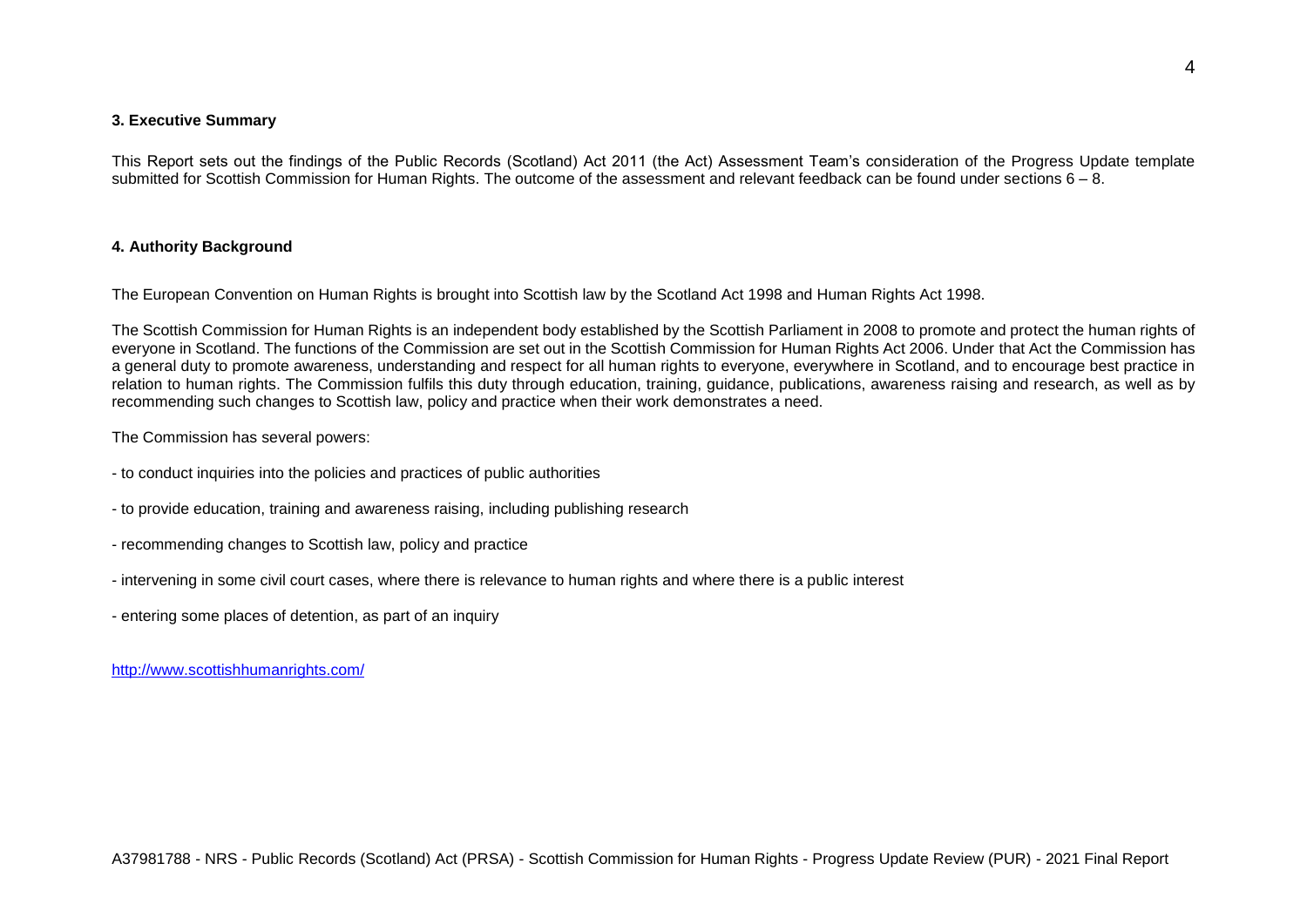### 3. Executive Summary

This Report sets out the findings of the Public Records (Scotland) Act 2011 (the Act) Assessment Team's consideration of the Progress Update template submitted for Scottish Commission for Human Rights. The outcome of the assessment and relevant feedback can be found under sections 6 – 8.

### 4. Authority Background

The European Convention on Human Rights is brought into Scottish law by the Scotland Act 1998 and Human Rights Act 1998.

The Scottish Commission for Human Rights is an independent body established by the Scottish Parliament in 2008 to promote and protect the human rights of everyone in Scotland. The functions of the Commission are set out in the Scottish Commission for Human Rights Act 2006. Under that Act the Commission has a general duty to promote awareness, understanding and respect for all human rights to everyone, everywhere in Scotland, and to encourage best practice in relation to human rights. The Commission fulfils this duty through education, training, guidance, publications, awareness raising and research, as well as by recommending such changes to Scottish law, policy and practice when their work demonstrates a need.

The Commission has several powers:

- to conduct inquiries into the policies and practices of public authorities
- to provide education, training and awareness raising, including publishing research
- recommending changes to Scottish law, policy and practice
- intervening in some civil court cases, where there is relevance to human rights and where there is a public interest
- entering some places of detention, as part of an inquiry

http://www.scottishhumanrights.com/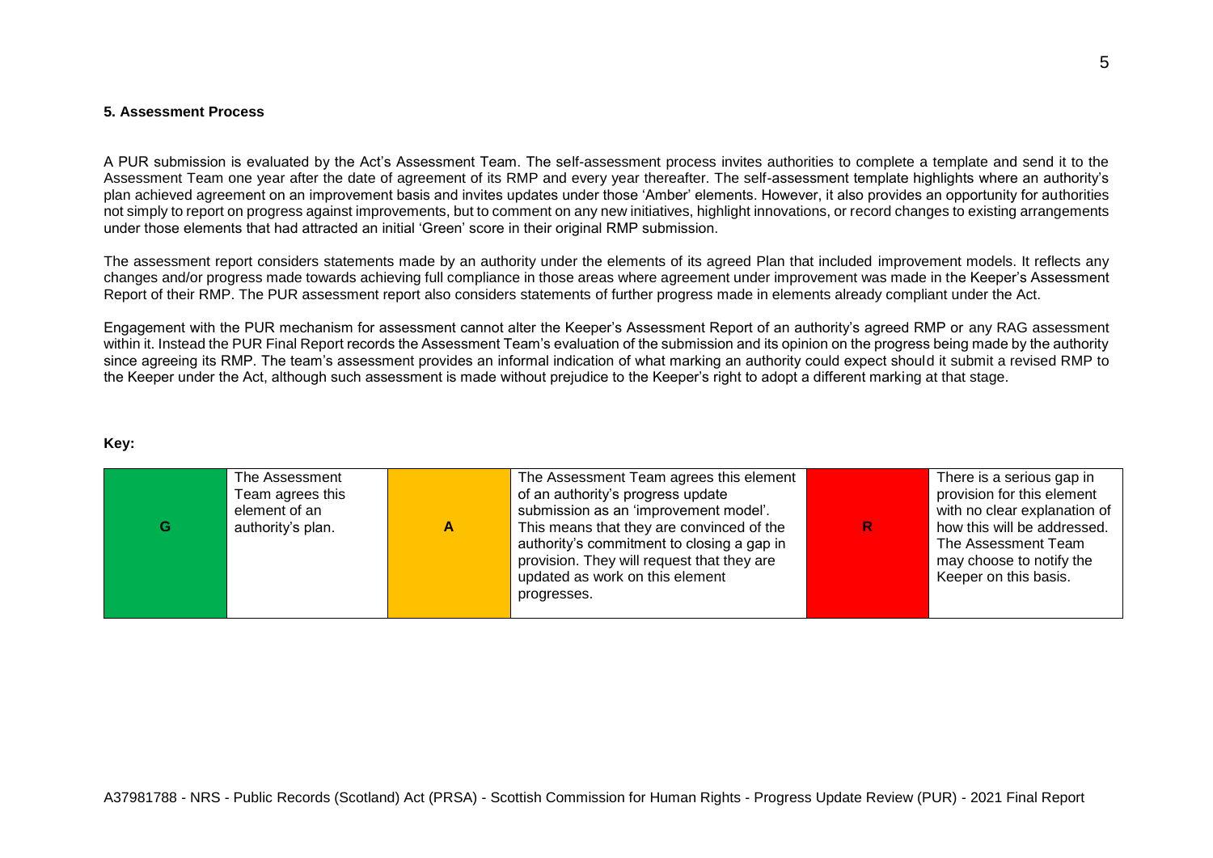## 5. Assessment Process

A PUR submission is evaluated by the Act's Assessment Team. The self-assessment process invites authorities to complete a template and send it to the Assessment Team one year after the date of agreement of its RMP and every year thereafter. The self-assessment template highlights where an authority's plan achieved agreement on an improvement basis and invites updates under those 'Amber' elements. However, it also provides an opportunity for authorities not simply to report on progress against improvements, but to comment on any new initiatives, highlight innovations, or record changes to existing arrangements under those elements that had attracted an initial 'Green' score in their original RMP submission.

The assessment report considers statements made by an authority under the elements of its agreed Plan that included improvement models. It reflects any changes and/or progress made towards achieving full compliance in those areas where agreement under improvement was made in the Keeper's Assessment Report of their RMP. The PUR assessment report also considers statements of further progress made in elements already compliant under the Act.

Engagement with the PUR mechanism for assessment cannot alter the Keeper's Assessment Report of an authority's agreed RMP or any RAG assessment within it. Instead the PUR Final Report records the Assessment Team's evaluation of the submission and its opinion on the progress being made by the authority since agreeing its RMP. The team's assessment provides an informal indication of what marking an authority could expect should it submit a revised RMP to the Keeper under the Act, although such assessment is made without prejudice to the Keeper's right to adopt a different marking at that stage.

**Key:**

| G | The Assessment Team agrees this element of an authority's plan. | A | The Assessment Team agrees this element of an authority's progress update submission as an 'improvement model'. This means that they are convinced of the authority's commitment to closing a gap in provision. They will request that they are updated as work on this element progresses. | R | There is a serious gap in provision for this element with no clear explanation of how this will be addressed. The Assessment Team may choose to notify the Keeper on this basis. |
|---|---|---|---|---|---|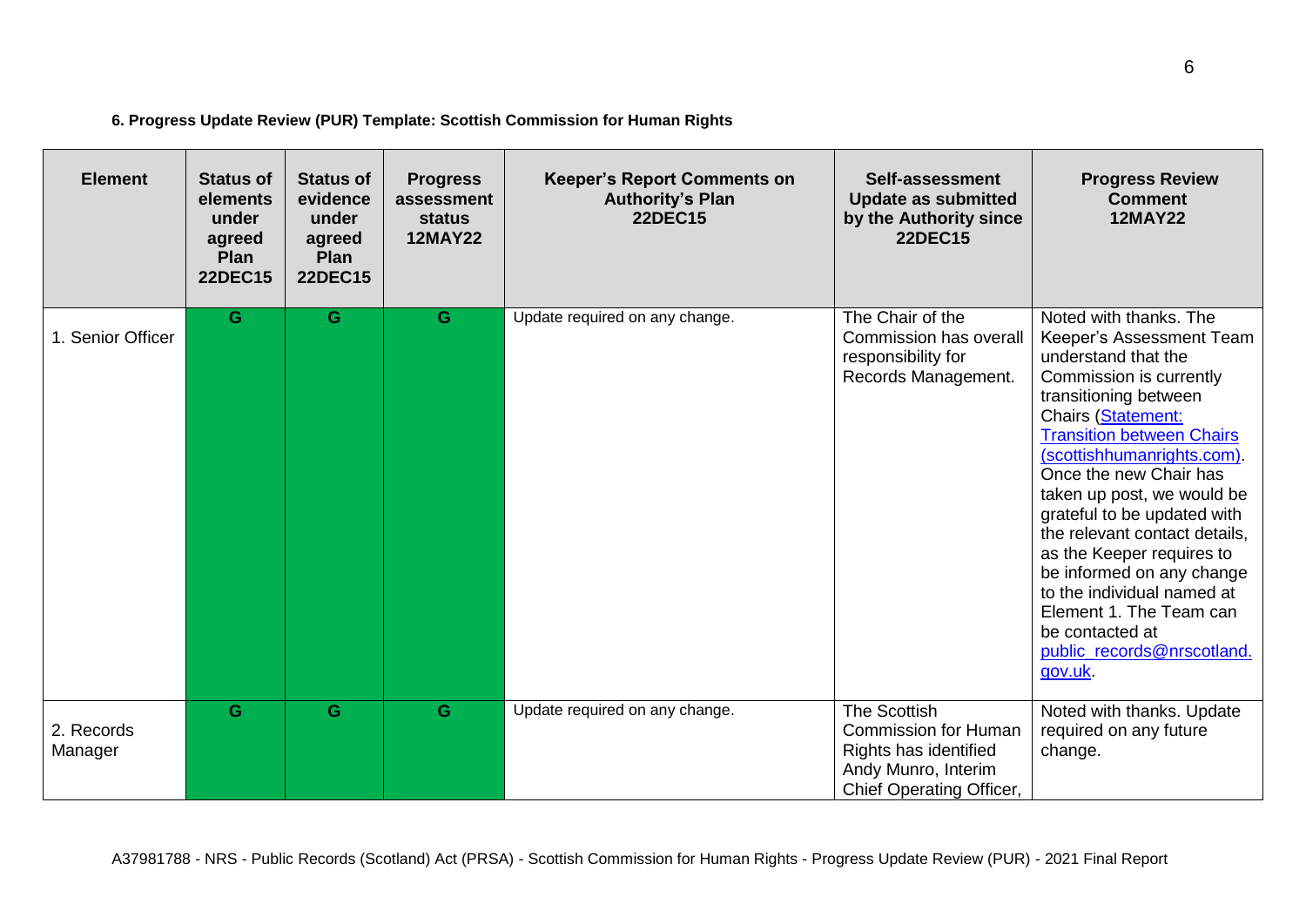**6. Progress Update Review (PUR) Template: Scottish Commission for Human Rights**

| Element | Status of elements under agreed Plan 22DEC15 | Status of evidence under agreed Plan 22DEC15 | Progress assessment status 12MAY22 | Keeper's Report Comments on Authority's Plan 22DEC15 | Self-assessment Update as submitted by the Authority since 22DEC15 | Progress Review Comment 12MAY22 |
|---|---|---|---|---|---|---|
| 1. Senior Officer | G | G | G | Update required on any change. | The Chair of the Commission has overall responsibility for Records Management. | Noted with thanks. The Keeper's Assessment Team understand that the Commission is currently transitioning between Chairs (Statement: Transition between Chairs (scottishhumanrights.com)). Once the new Chair has taken up post, we would be grateful to be updated with the relevant contact details, as the Keeper requires to be informed on any change to the individual named at Element 1. The Team can be contacted at public_records@nrscotland.gov.uk. |
| 2. Records Manager | G | G | G | Update required on any change. | The Scottish Commission for Human Rights has identified Andy Munro, Interim Chief Operating Officer, | Noted with thanks. Update required on any future change. |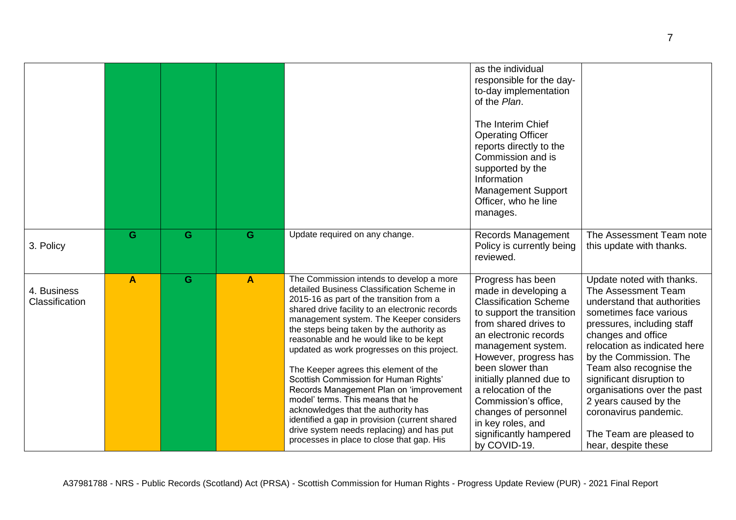| | | | | | | |
|---|---|---|---|---|---|---|
| | | | | | as the individual responsible for the day-to-day implementation of the *Plan*.<br><br>The Interim Chief Operating Officer reports directly to the Commission and is supported by the Information Management Support Officer, who he line manages. | |
| 3. Policy | G | G | G | Update required on any change. | Records Management Policy is currently being reviewed. | The Assessment Team note this update with thanks. |
| 4. Business Classification | A | G | A | The Commission intends to develop a more detailed Business Classification Scheme in 2015-16 as part of the transition from a shared drive facility to an electronic records management system. The Keeper considers the steps being taken by the authority as reasonable and he would like to be kept updated as work progresses on this project.<br><br>The Keeper agrees this element of the Scottish Commission for Human Rights' Records Management Plan on 'improvement model' terms. This means that he acknowledges that the authority has identified a gap in provision (current shared drive system needs replacing) and has put processes in place to close that gap. His | Progress has been made in developing a Classification Scheme to support the transition from shared drives to an electronic records management system. However, progress has been slower than initially planned due to a relocation of the Commission's office, changes of personnel in key roles, and significantly hampered by COVID-19. | Update noted with thanks. The Assessment Team understand that authorities sometimes face various pressures, including staff changes and office relocation as indicated here by the Commission. The Team also recognise the significant disruption to organisations over the past 2 years caused by the coronavirus pandemic.<br><br>The Team are pleased to hear, despite these |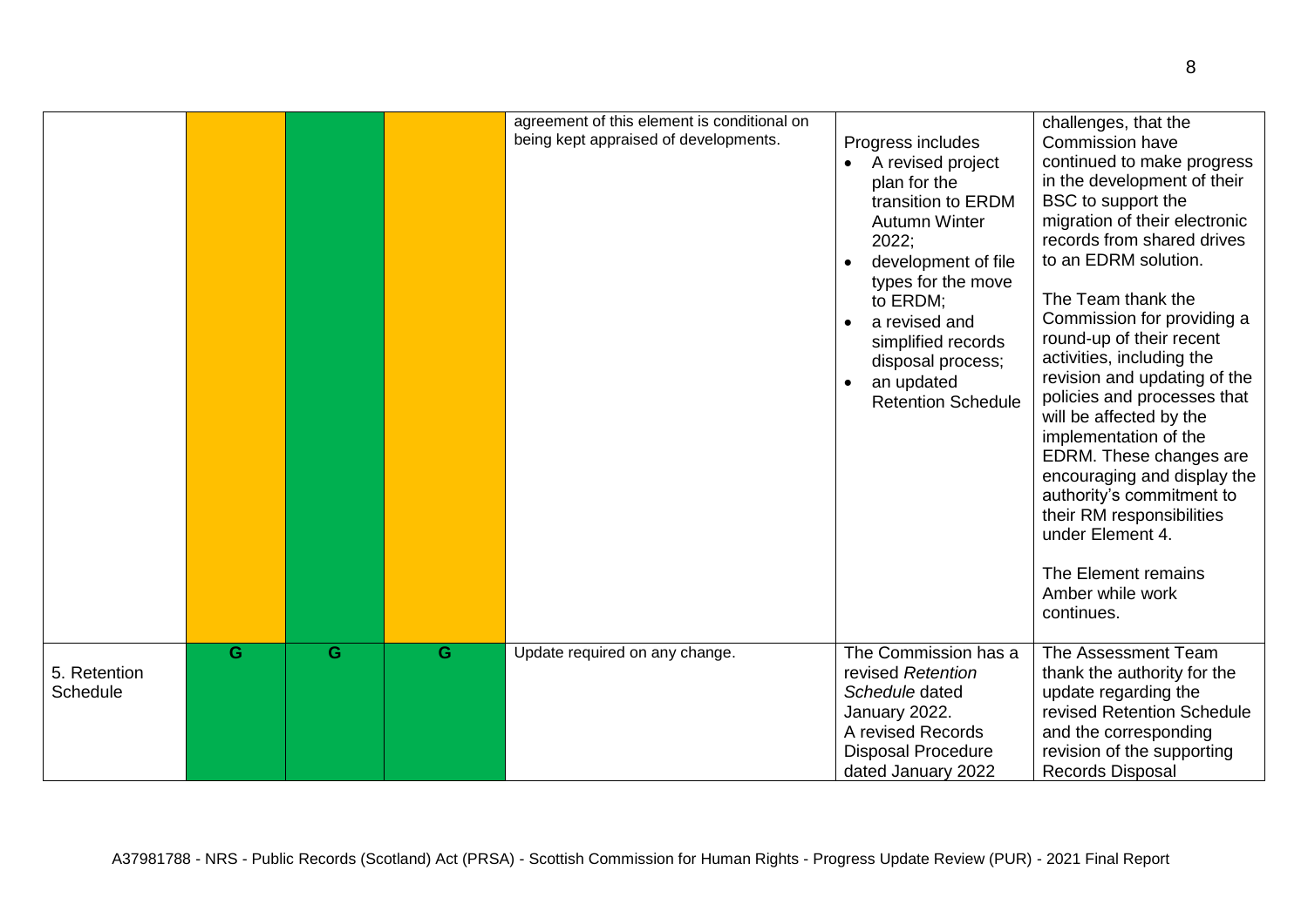| | | | | agreement of this element is conditional on being kept appraised of developments. | Progress includes<br>• A revised project plan for the transition to ERDM Autumn Winter 2022;<br>• development of file types for the move to ERDM;<br>• a revised and simplified records disposal process;<br>• an updated Retention Schedule | challenges, that the Commission have continued to make progress in the development of their BSC to support the migration of their electronic records from shared drives to an EDRM solution.<br><br>The Team thank the Commission for providing a round-up of their recent activities, including the revision and updating of the policies and processes that will be affected by the implementation of the EDRM. These changes are encouraging and display the authority's commitment to their RM responsibilities under Element 4.<br><br>The Element remains Amber while work continues. |
|---|---|---|---|---|---|---|
| 5. Retention Schedule | G | G | G | Update required on any change. | The Commission has a revised *Retention Schedule* dated January 2022.<br>A revised Records Disposal Procedure dated January 2022 | The Assessment Team thank the authority for the update regarding the revised Retention Schedule and the corresponding revision of the supporting Records Disposal |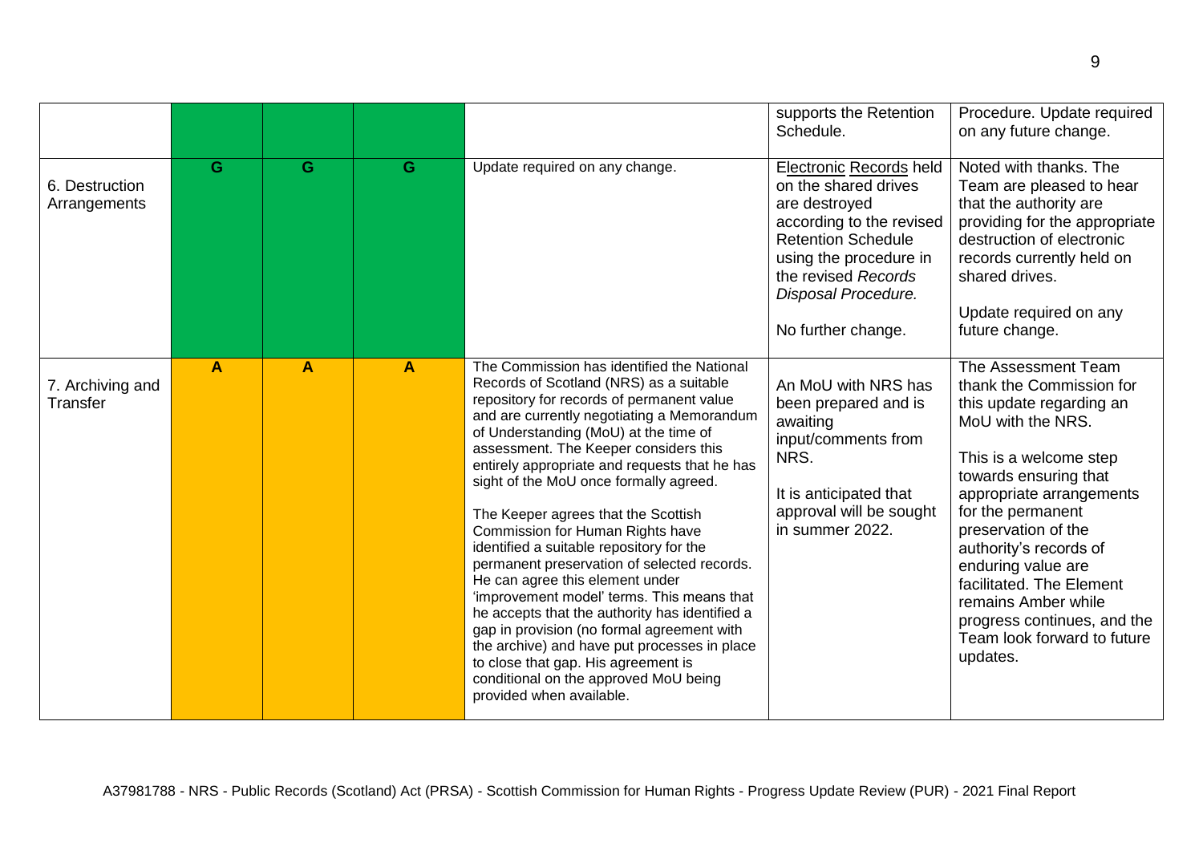| | | | | | supports the Retention Schedule. | Procedure. Update required on any future change. |
|---|---|---|---|---|---|---|
| 6. Destruction Arrangements | G | G | G | Update required on any change. | Electronic Records held on the shared drives are destroyed according to the revised Retention Schedule using the procedure in the revised *Records Disposal Procedure.*<br><br>No further change. | Noted with thanks. The Team are pleased to hear that the authority are providing for the appropriate destruction of electronic records currently held on shared drives.<br><br>Update required on any future change. |
| 7. Archiving and Transfer | A | A | A | The Commission has identified the National Records of Scotland (NRS) as a suitable repository for records of permanent value and are currently negotiating a Memorandum of Understanding (MoU) at the time of assessment. The Keeper considers this entirely appropriate and requests that he has sight of the MoU once formally agreed.<br><br>The Keeper agrees that the Scottish Commission for Human Rights have identified a suitable repository for the permanent preservation of selected records. He can agree this element under 'improvement model' terms. This means that he accepts that the authority has identified a gap in provision (no formal agreement with the archive) and have put processes in place to close that gap. His agreement is conditional on the approved MoU being provided when available. | An MoU with NRS has been prepared and is awaiting input/comments from NRS.<br><br>It is anticipated that approval will be sought in summer 2022. | The Assessment Team thank the Commission for this update regarding an MoU with the NRS.<br><br>This is a welcome step towards ensuring that appropriate arrangements for the permanent preservation of the authority's records of enduring value are facilitated. The Element remains Amber while progress continues, and the Team look forward to future updates. |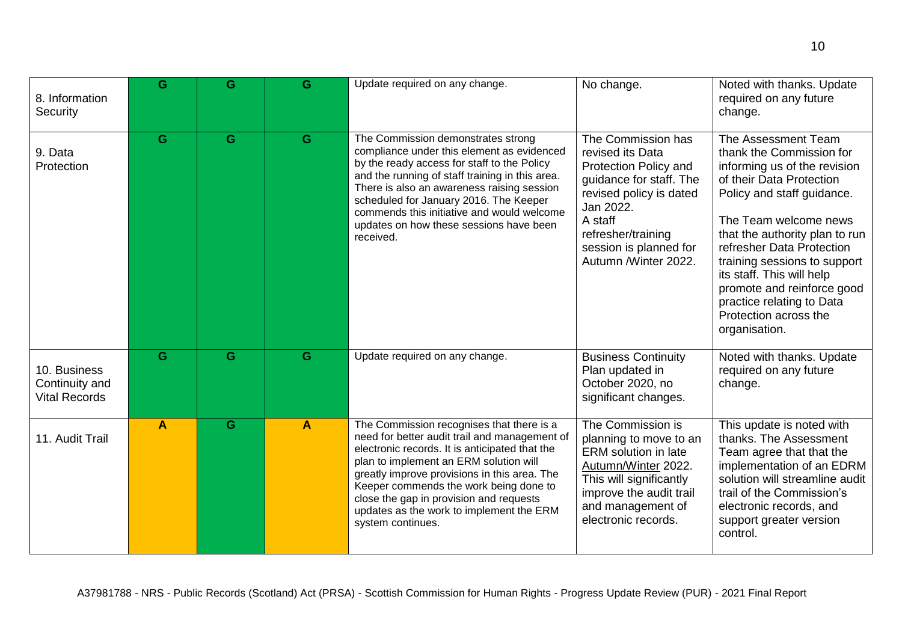| | | | | | | |
|---|---|---|---|---|---|---|
| 8. Information Security | G | G | G | Update required on any change. | No change. | Noted with thanks. Update required on any future change. |
| 9. Data Protection | G | G | G | The Commission demonstrates strong compliance under this element as evidenced by the ready access for staff to the Policy and the running of staff training in this area. There is also an awareness raising session scheduled for January 2016. The Keeper commends this initiative and would welcome updates on how these sessions have been received. | The Commission has revised its Data Protection Policy and guidance for staff. The revised policy is dated Jan 2022.<br>A staff refresher/training session is planned for Autumn /Winter 2022. | The Assessment Team thank the Commission for informing us of the revision of their Data Protection Policy and staff guidance.<br><br>The Team welcome news that the authority plan to run refresher Data Protection training sessions to support its staff. This will help promote and reinforce good practice relating to Data Protection across the organisation. |
| 10. Business Continuity and Vital Records | G | G | G | Update required on any change. | Business Continuity Plan updated in October 2020, no significant changes. | Noted with thanks. Update required on any future change. |
| 11. Audit Trail | A | G | A | The Commission recognises that there is a need for better audit trail and management of electronic records. It is anticipated that the plan to implement an ERM solution will greatly improve provisions in this area. The Keeper commends the work being done to close the gap in provision and requests updates as the work to implement the ERM system continues. | The Commission is planning to move to an ERM solution in late Autumn/Winter 2022. This will significantly improve the audit trail and management of electronic records. | This update is noted with thanks. The Assessment Team agree that that the implementation of an EDRM solution will streamline audit trail of the Commission's electronic records, and support greater version control. |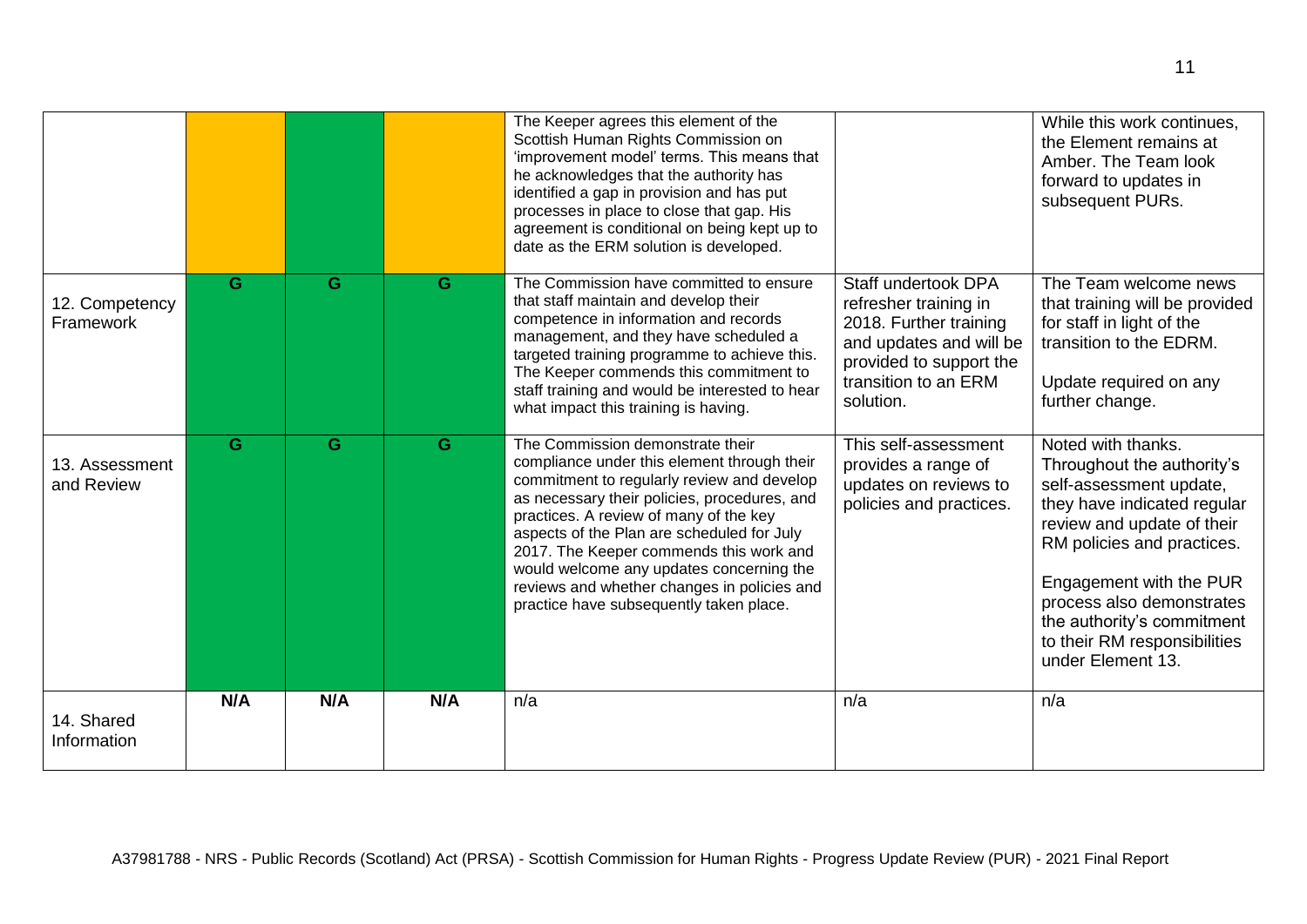| | | | | The Keeper agrees this element of the Scottish Human Rights Commission on 'improvement model' terms. This means that he acknowledges that the authority has identified a gap in provision and has put processes in place to close that gap. His agreement is conditional on being kept up to date as the ERM solution is developed. | | While this work continues, the Element remains at Amber. The Team look forward to updates in subsequent PURs. |
|---|---|---|---|---|---|---|
| 12. Competency Framework | G | G | G | The Commission have committed to ensure that staff maintain and develop their competence in information and records management, and they have scheduled a targeted training programme to achieve this. The Keeper commends this commitment to staff training and would be interested to hear what impact this training is having. | Staff undertook DPA refresher training in 2018. Further training and updates and will be provided to support the transition to an ERM solution. | The Team welcome news that training will be provided for staff in light of the transition to the EDRM.<br><br>Update required on any further change. |
| 13. Assessment and Review | G | G | G | The Commission demonstrate their compliance under this element through their commitment to regularly review and develop as necessary their policies, procedures, and practices. A review of many of the key aspects of the Plan are scheduled for July 2017. The Keeper commends this work and would welcome any updates concerning the reviews and whether changes in policies and practice have subsequently taken place. | This self-assessment provides a range of updates on reviews to policies and practices. | Noted with thanks. Throughout the authority's self-assessment update, they have indicated regular review and update of their RM policies and practices.<br><br>Engagement with the PUR process also demonstrates the authority's commitment to their RM responsibilities under Element 13. |
| 14. Shared Information | N/A | N/A | N/A | n/a | n/a | n/a |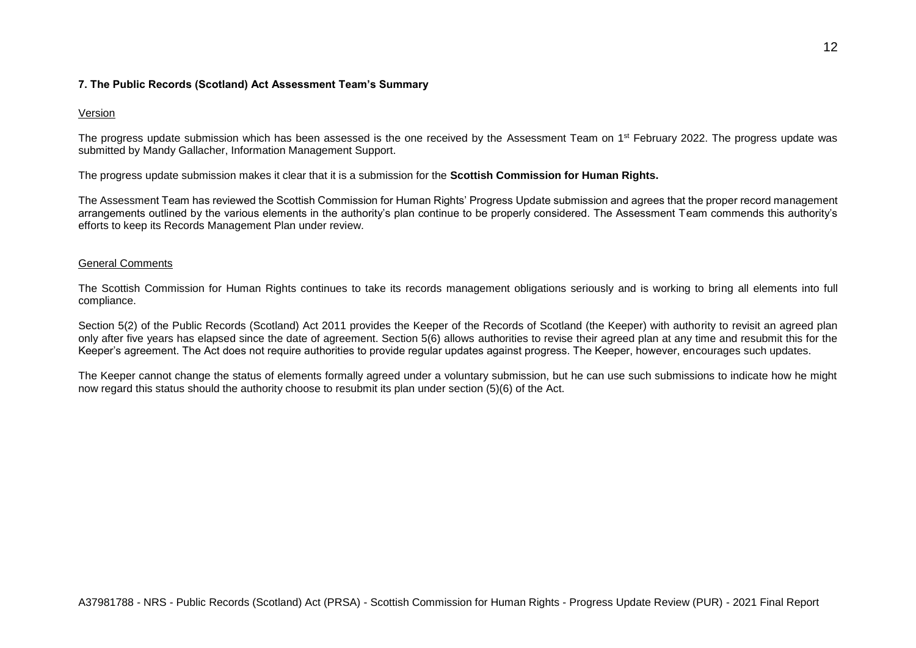### 7. The Public Records (Scotland) Act Assessment Team's Summary

Version

The progress update submission which has been assessed is the one received by the Assessment Team on 1st February 2022. The progress update was submitted by Mandy Gallacher, Information Management Support.

The progress update submission makes it clear that it is a submission for the **Scottish Commission for Human Rights.**

The Assessment Team has reviewed the Scottish Commission for Human Rights' Progress Update submission and agrees that the proper record management arrangements outlined by the various elements in the authority's plan continue to be properly considered. The Assessment Team commends this authority's efforts to keep its Records Management Plan under review.

General Comments

The Scottish Commission for Human Rights continues to take its records management obligations seriously and is working to bring all elements into full compliance.

Section 5(2) of the Public Records (Scotland) Act 2011 provides the Keeper of the Records of Scotland (the Keeper) with authority to revisit an agreed plan only after five years has elapsed since the date of agreement. Section 5(6) allows authorities to revise their agreed plan at any time and resubmit this for the Keeper's agreement. The Act does not require authorities to provide regular updates against progress. The Keeper, however, encourages such updates.

The Keeper cannot change the status of elements formally agreed under a voluntary submission, but he can use such submissions to indicate how he might now regard this status should the authority choose to resubmit its plan under section (5)(6) of the Act.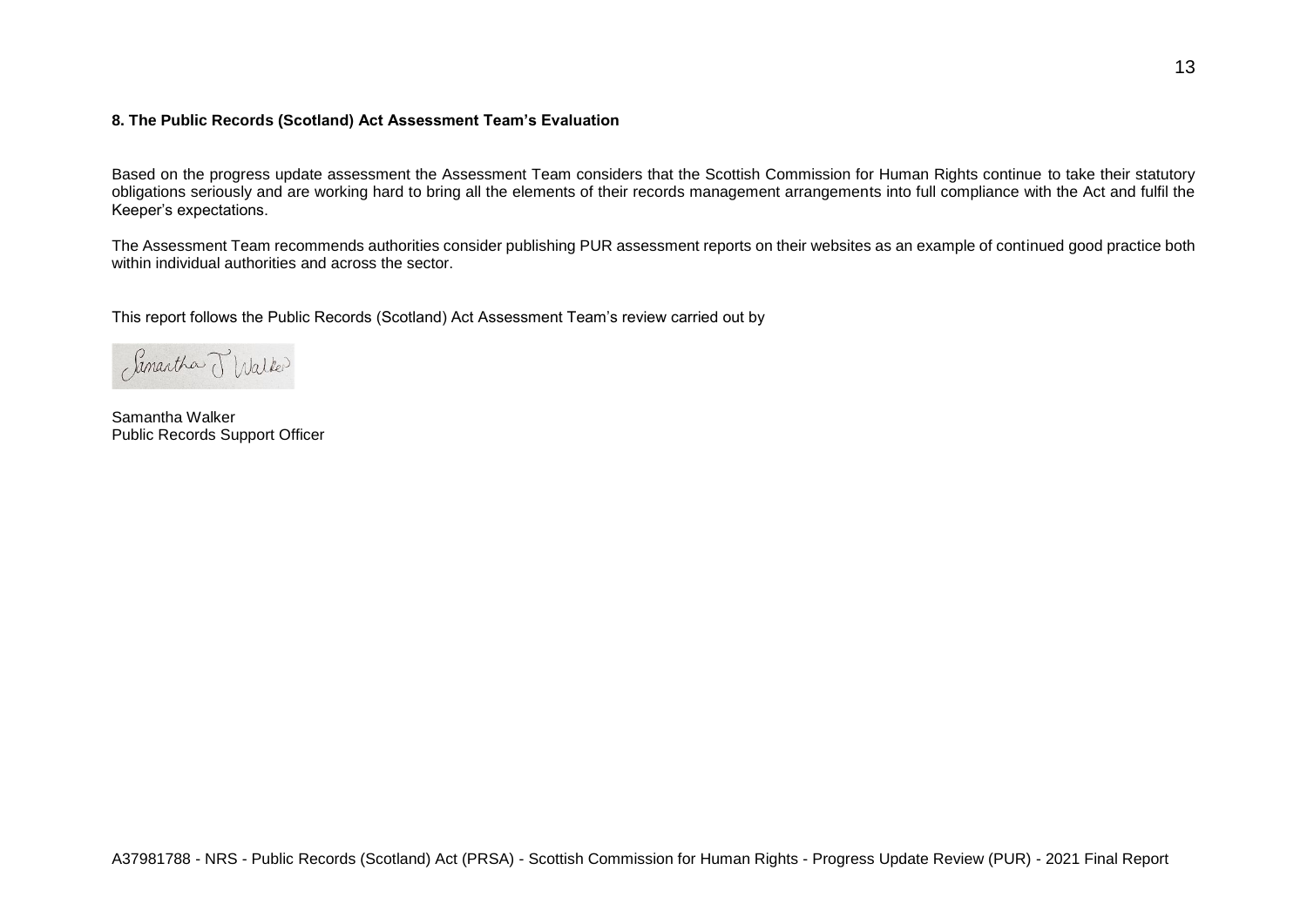**8. The Public Records (Scotland) Act Assessment Team's Evaluation**

Based on the progress update assessment the Assessment Team considers that the Scottish Commission for Human Rights continue to take their statutory obligations seriously and are working hard to bring all the elements of their records management arrangements into full compliance with the Act and fulfil the Keeper's expectations.

The Assessment Team recommends authorities consider publishing PUR assessment reports on their websites as an example of continued good practice both within individual authorities and across the sector.

This report follows the Public Records (Scotland) Act Assessment Team's review carried out by

Samantha Walker
Public Records Support Officer